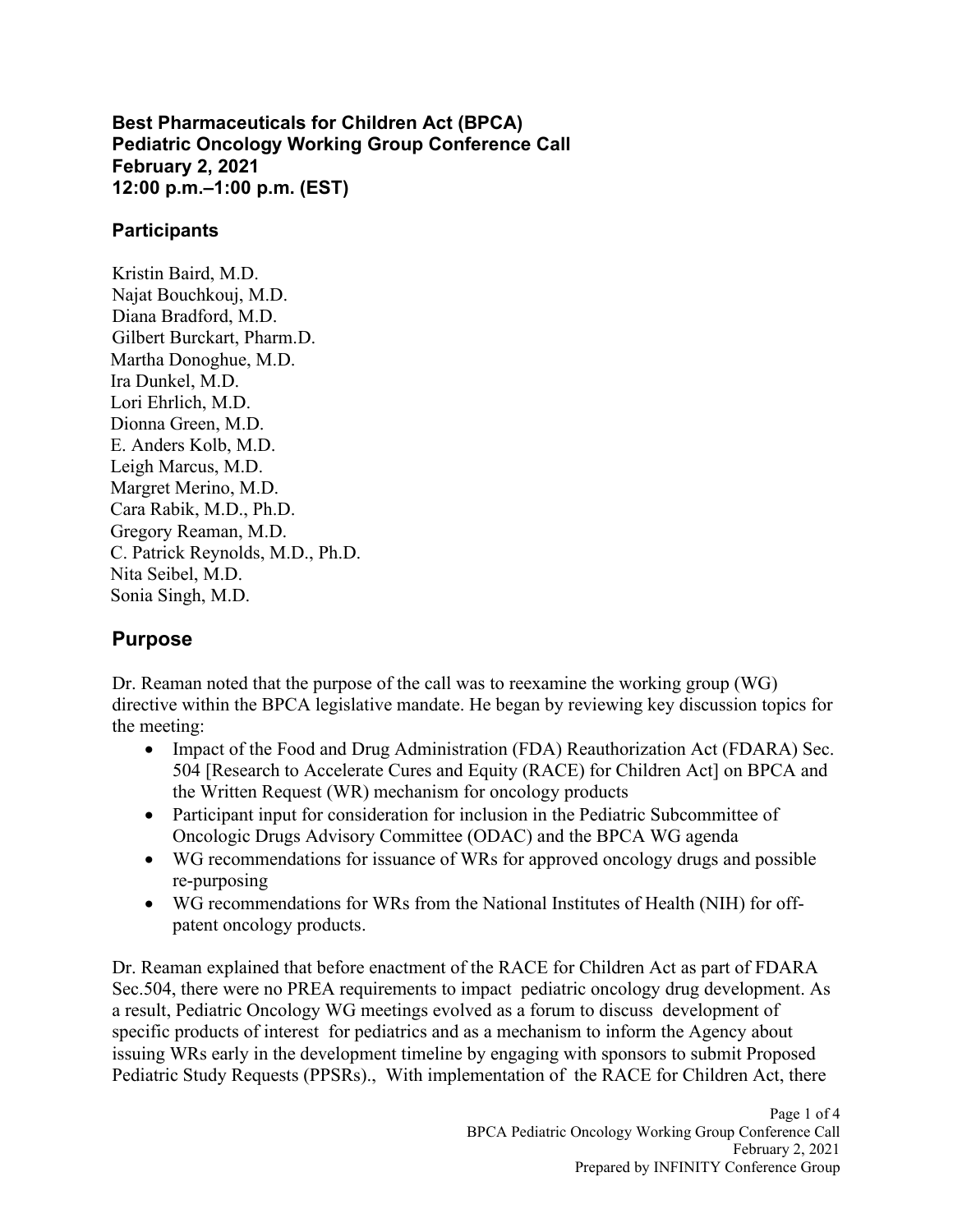**Best Pharmaceuticals for Children Act (BPCA)**
**Pediatric Oncology Working Group Conference Call**
**February 2, 2021**
**12:00 p.m.–1:00 p.m. (EST)**

## Participants

Kristin Baird, M.D.
Najat Bouchkouj, M.D.
Diana Bradford, M.D.
Gilbert Burckart, Pharm.D.
Martha Donoghue, M.D.
Ira Dunkel, M.D.
Lori Ehrlich, M.D.
Dionna Green, M.D.
E. Anders Kolb, M.D.
Leigh Marcus, M.D.
Margret Merino, M.D.
Cara Rabik, M.D., Ph.D.
Gregory Reaman, M.D.
C. Patrick Reynolds, M.D., Ph.D.
Nita Seibel, M.D.
Sonia Singh, M.D.

## Purpose

Dr. Reaman noted that the purpose of the call was to reexamine the working group (WG) directive within the BPCA legislative mandate. He began by reviewing key discussion topics for the meeting:

- Impact of the Food and Drug Administration (FDA) Reauthorization Act (FDARA) Sec. 504 [Research to Accelerate Cures and Equity (RACE) for Children Act] on BPCA and the Written Request (WR) mechanism for oncology products
- Participant input for consideration for inclusion in the Pediatric Subcommittee of Oncologic Drugs Advisory Committee (ODAC) and the BPCA WG agenda
- WG recommendations for issuance of WRs for approved oncology drugs and possible re-purposing
- WG recommendations for WRs from the National Institutes of Health (NIH) for off-patent oncology products.

Dr. Reaman explained that before enactment of the RACE for Children Act as part of FDARA Sec.504, there were no PREA requirements to impact pediatric oncology drug development. As a result, Pediatric Oncology WG meetings evolved as a forum to discuss development of specific products of interest for pediatrics and as a mechanism to inform the Agency about issuing WRs early in the development timeline by engaging with sponsors to submit Proposed Pediatric Study Requests (PPSRs)., With implementation of the RACE for Children Act, there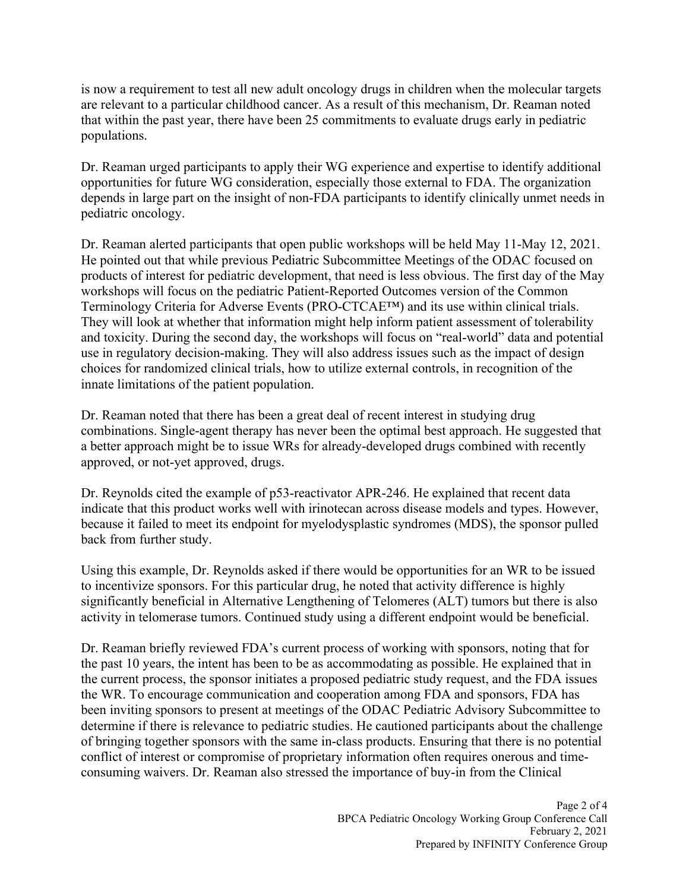is now a requirement to test all new adult oncology drugs in children when the molecular targets are relevant to a particular childhood cancer. As a result of this mechanism, Dr. Reaman noted that within the past year, there have been 25 commitments to evaluate drugs early in pediatric populations.

Dr. Reaman urged participants to apply their WG experience and expertise to identify additional opportunities for future WG consideration, especially those external to FDA. The organization depends in large part on the insight of non-FDA participants to identify clinically unmet needs in pediatric oncology.

Dr. Reaman alerted participants that open public workshops will be held May 11-May 12, 2021. He pointed out that while previous Pediatric Subcommittee Meetings of the ODAC focused on products of interest for pediatric development, that need is less obvious. The first day of the May workshops will focus on the pediatric Patient-Reported Outcomes version of the Common Terminology Criteria for Adverse Events (PRO-CTCAE™) and its use within clinical trials. They will look at whether that information might help inform patient assessment of tolerability and toxicity. During the second day, the workshops will focus on "real-world" data and potential use in regulatory decision-making. They will also address issues such as the impact of design choices for randomized clinical trials, how to utilize external controls, in recognition of the innate limitations of the patient population.

Dr. Reaman noted that there has been a great deal of recent interest in studying drug combinations. Single-agent therapy has never been the optimal best approach. He suggested that a better approach might be to issue WRs for already-developed drugs combined with recently approved, or not-yet approved, drugs.

Dr. Reynolds cited the example of p53-reactivator APR-246. He explained that recent data indicate that this product works well with irinotecan across disease models and types. However, because it failed to meet its endpoint for myelodysplastic syndromes (MDS), the sponsor pulled back from further study.

Using this example, Dr. Reynolds asked if there would be opportunities for an WR to be issued to incentivize sponsors. For this particular drug, he noted that activity difference is highly significantly beneficial in Alternative Lengthening of Telomeres (ALT) tumors but there is also activity in telomerase tumors. Continued study using a different endpoint would be beneficial.

Dr. Reaman briefly reviewed FDA's current process of working with sponsors, noting that for the past 10 years, the intent has been to be as accommodating as possible. He explained that in the current process, the sponsor initiates a proposed pediatric study request, and the FDA issues the WR. To encourage communication and cooperation among FDA and sponsors, FDA has been inviting sponsors to present at meetings of the ODAC Pediatric Advisory Subcommittee to determine if there is relevance to pediatric studies. He cautioned participants about the challenge of bringing together sponsors with the same in-class products. Ensuring that there is no potential conflict of interest or compromise of proprietary information often requires onerous and time-consuming waivers. Dr. Reaman also stressed the importance of buy-in from the Clinical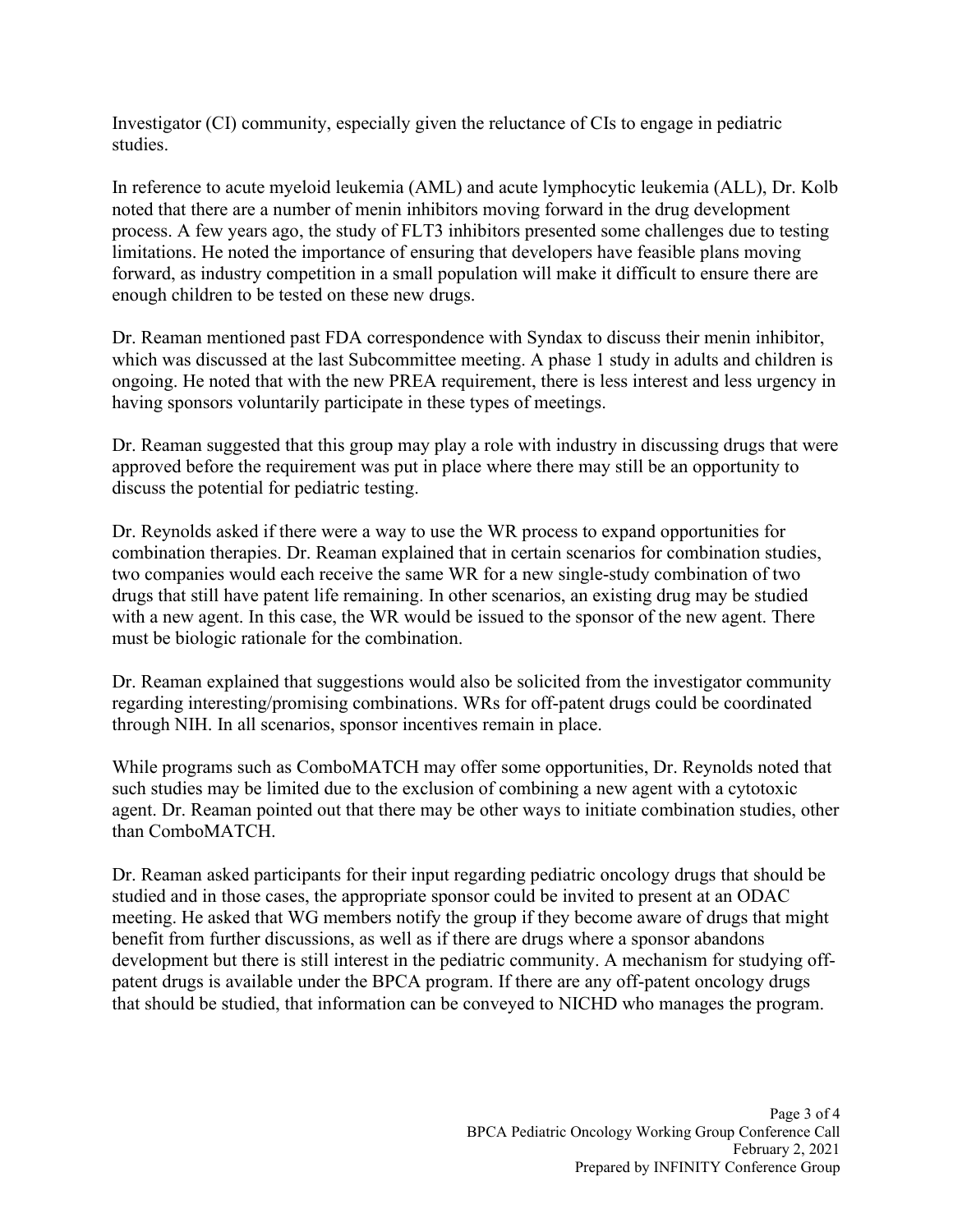Investigator (CI) community, especially given the reluctance of CIs to engage in pediatric studies.

In reference to acute myeloid leukemia (AML) and acute lymphocytic leukemia (ALL), Dr. Kolb noted that there are a number of menin inhibitors moving forward in the drug development process. A few years ago, the study of FLT3 inhibitors presented some challenges due to testing limitations. He noted the importance of ensuring that developers have feasible plans moving forward, as industry competition in a small population will make it difficult to ensure there are enough children to be tested on these new drugs.

Dr. Reaman mentioned past FDA correspondence with Syndax to discuss their menin inhibitor, which was discussed at the last Subcommittee meeting. A phase 1 study in adults and children is ongoing. He noted that with the new PREA requirement, there is less interest and less urgency in having sponsors voluntarily participate in these types of meetings.

Dr. Reaman suggested that this group may play a role with industry in discussing drugs that were approved before the requirement was put in place where there may still be an opportunity to discuss the potential for pediatric testing.

Dr. Reynolds asked if there were a way to use the WR process to expand opportunities for combination therapies. Dr. Reaman explained that in certain scenarios for combination studies, two companies would each receive the same WR for a new single-study combination of two drugs that still have patent life remaining. In other scenarios, an existing drug may be studied with a new agent. In this case, the WR would be issued to the sponsor of the new agent. There must be biologic rationale for the combination.

Dr. Reaman explained that suggestions would also be solicited from the investigator community regarding interesting/promising combinations. WRs for off-patent drugs could be coordinated through NIH. In all scenarios, sponsor incentives remain in place.

While programs such as ComboMATCH may offer some opportunities, Dr. Reynolds noted that such studies may be limited due to the exclusion of combining a new agent with a cytotoxic agent. Dr. Reaman pointed out that there may be other ways to initiate combination studies, other than ComboMATCH.

Dr. Reaman asked participants for their input regarding pediatric oncology drugs that should be studied and in those cases, the appropriate sponsor could be invited to present at an ODAC meeting. He asked that WG members notify the group if they become aware of drugs that might benefit from further discussions, as well as if there are drugs where a sponsor abandons development but there is still interest in the pediatric community. A mechanism for studying off-patent drugs is available under the BPCA program. If there are any off-patent oncology drugs that should be studied, that information can be conveyed to NICHD who manages the program.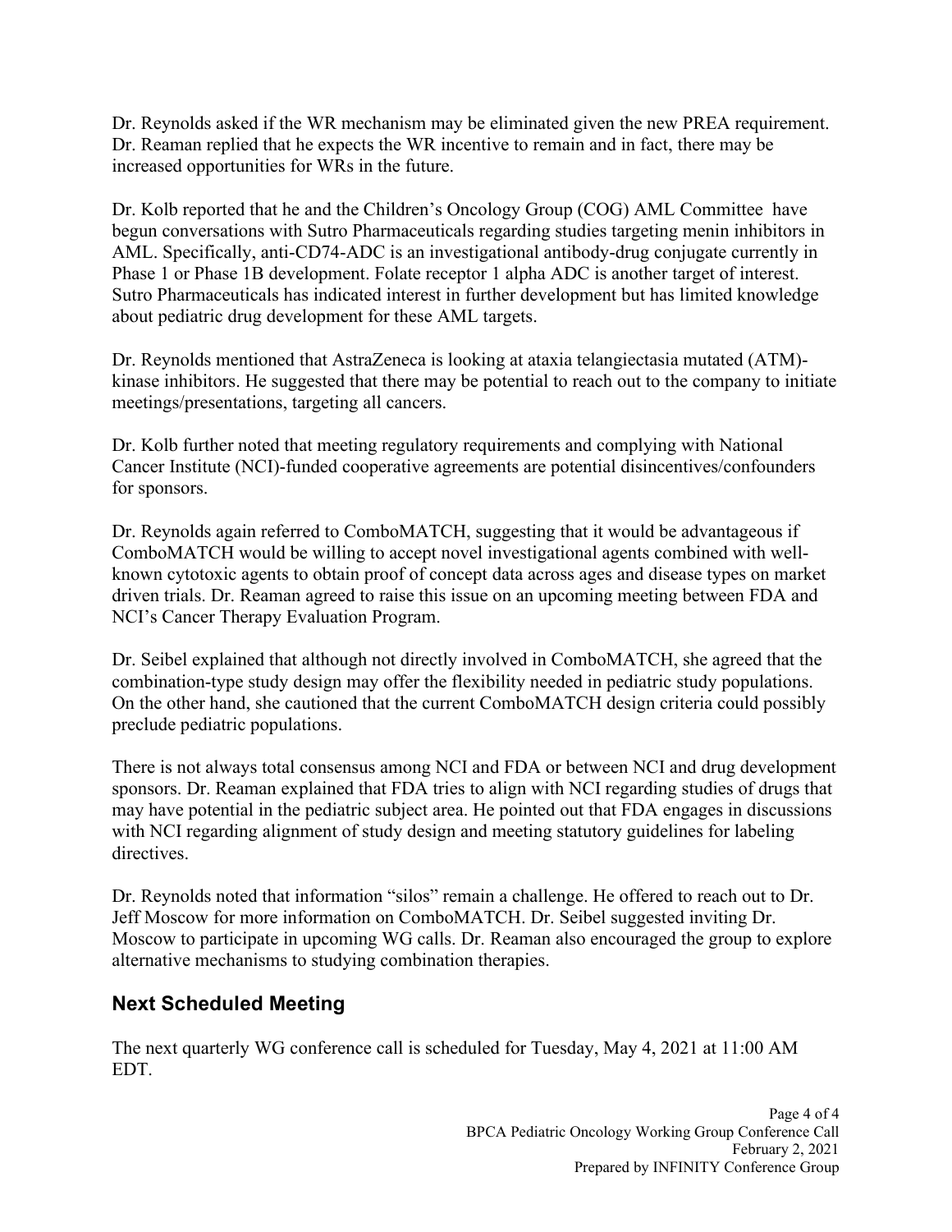Dr. Reynolds asked if the WR mechanism may be eliminated given the new PREA requirement. Dr. Reaman replied that he expects the WR incentive to remain and in fact, there may be increased opportunities for WRs in the future.

Dr. Kolb reported that he and the Children's Oncology Group (COG) AML Committee have begun conversations with Sutro Pharmaceuticals regarding studies targeting menin inhibitors in AML. Specifically, anti-CD74-ADC is an investigational antibody-drug conjugate currently in Phase 1 or Phase 1B development. Folate receptor 1 alpha ADC is another target of interest. Sutro Pharmaceuticals has indicated interest in further development but has limited knowledge about pediatric drug development for these AML targets.

Dr. Reynolds mentioned that AstraZeneca is looking at ataxia telangiectasia mutated (ATM)-kinase inhibitors. He suggested that there may be potential to reach out to the company to initiate meetings/presentations, targeting all cancers.

Dr. Kolb further noted that meeting regulatory requirements and complying with National Cancer Institute (NCI)-funded cooperative agreements are potential disincentives/confounders for sponsors.

Dr. Reynolds again referred to ComboMATCH, suggesting that it would be advantageous if ComboMATCH would be willing to accept novel investigational agents combined with well-known cytotoxic agents to obtain proof of concept data across ages and disease types on market driven trials. Dr. Reaman agreed to raise this issue on an upcoming meeting between FDA and NCI's Cancer Therapy Evaluation Program.

Dr. Seibel explained that although not directly involved in ComboMATCH, she agreed that the combination-type study design may offer the flexibility needed in pediatric study populations. On the other hand, she cautioned that the current ComboMATCH design criteria could possibly preclude pediatric populations.

There is not always total consensus among NCI and FDA or between NCI and drug development sponsors. Dr. Reaman explained that FDA tries to align with NCI regarding studies of drugs that may have potential in the pediatric subject area. He pointed out that FDA engages in discussions with NCI regarding alignment of study design and meeting statutory guidelines for labeling directives.

Dr. Reynolds noted that information "silos" remain a challenge. He offered to reach out to Dr. Jeff Moscow for more information on ComboMATCH. Dr. Seibel suggested inviting Dr. Moscow to participate in upcoming WG calls. Dr. Reaman also encouraged the group to explore alternative mechanisms to studying combination therapies.

## Next Scheduled Meeting

The next quarterly WG conference call is scheduled for Tuesday, May 4, 2021 at 11:00 AM EDT.